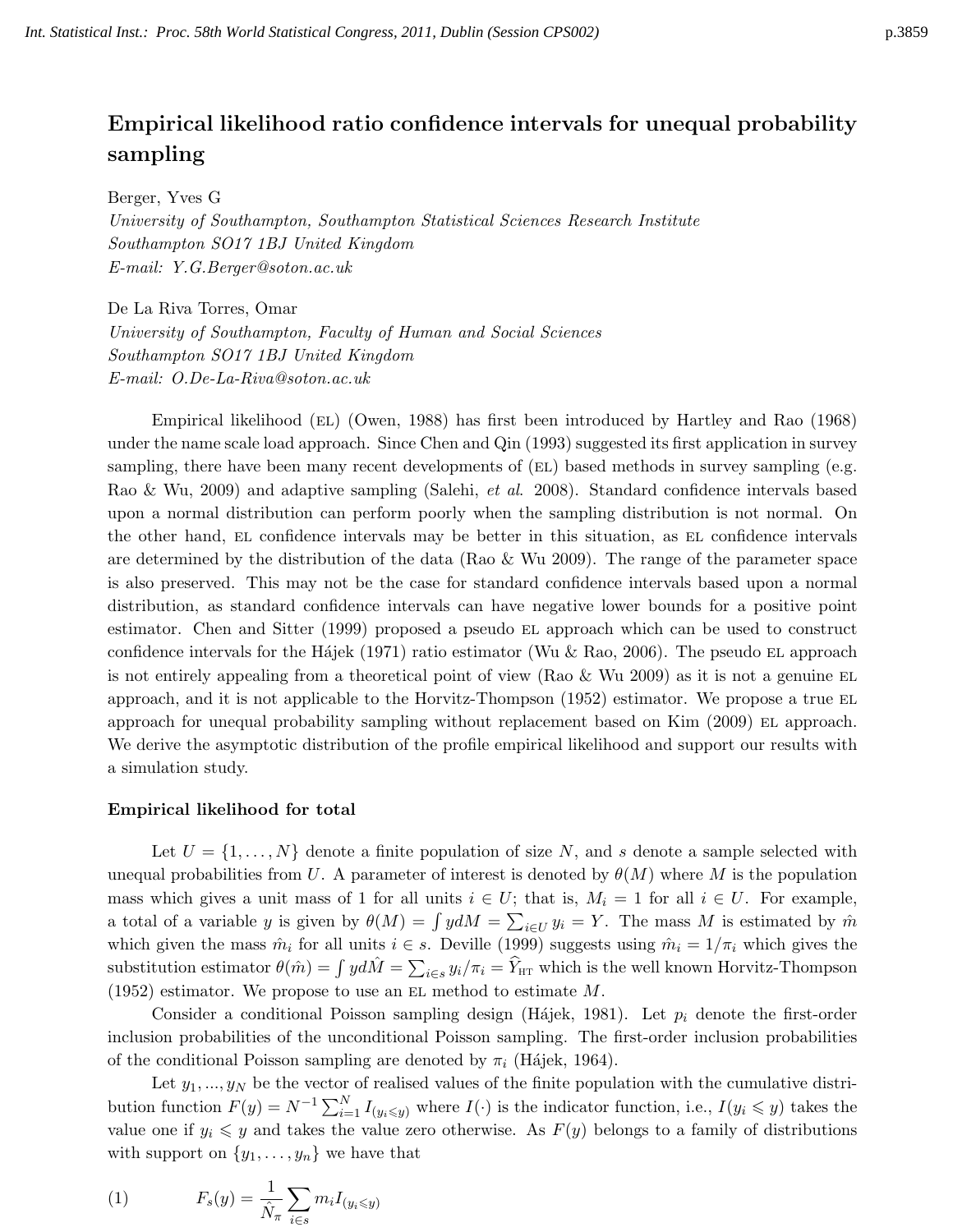# Empirical likelihood ratio confidence intervals for unequal probability sampling

Berger, Yves G

*University of Southampton, Southampton Statistical Sciences Research Institute*
*Southampton SO17 1BJ United Kingdom*
*E-mail: Y.G.Berger@soton.ac.uk*

De La Riva Torres, Omar

*University of Southampton, Faculty of Human and Social Sciences*
*Southampton SO17 1BJ United Kingdom*
*E-mail: O.De-La-Riva@soton.ac.uk*

Empirical likelihood (EL) (Owen, 1988) has first been introduced by Hartley and Rao (1968) under the name scale load approach. Since Chen and Qin (1993) suggested its first application in survey sampling, there have been many recent developments of (EL) based methods in survey sampling (e.g. Rao & Wu, 2009) and adaptive sampling (Salehi, *et al*. 2008). Standard confidence intervals based upon a normal distribution can perform poorly when the sampling distribution is not normal. On the other hand, EL confidence intervals may be better in this situation, as EL confidence intervals are determined by the distribution of the data (Rao & Wu 2009). The range of the parameter space is also preserved. This may not be the case for standard confidence intervals based upon a normal distribution, as standard confidence intervals can have negative lower bounds for a positive point estimator. Chen and Sitter (1999) proposed a pseudo EL approach which can be used to construct confidence intervals for the Hájek (1971) ratio estimator (Wu & Rao, 2006). The pseudo EL approach is not entirely appealing from a theoretical point of view (Rao & Wu 2009) as it is not a genuine EL approach, and it is not applicable to the Horvitz-Thompson (1952) estimator. We propose a true EL approach for unequal probability sampling without replacement based on Kim (2009) EL approach. We derive the asymptotic distribution of the profile empirical likelihood and support our results with a simulation study.

## Empirical likelihood for total

Let $U = \{1, \ldots, N\}$ denote a finite population of size $N$, and $s$ denote a sample selected with unequal probabilities from $U$. A parameter of interest is denoted by $\theta(M)$ where $M$ is the population mass which gives a unit mass of 1 for all units $i \in U$; that is, $M_i = 1$ for all $i \in U$. For example, a total of a variable $y$ is given by $\theta(M) = \int y dM = \sum_{i\in U} y_i = Y$. The mass $M$ is estimated by $\hat{m}$ which given the mass $\hat{m}_i$ for all units $i \in s$. Deville (1999) suggests using $\hat{m}_i = 1/\pi_i$ which gives the substitution estimator $\theta(\hat{m}) = \int y d\hat{M} = \sum_{i\in s} y_i/\pi_i = \widehat{Y}_{\text{HT}}$ which is the well known Horvitz-Thompson (1952) estimator. We propose to use an EL method to estimate $M$.

Consider a conditional Poisson sampling design (Hájek, 1981). Let $p_i$ denote the first-order inclusion probabilities of the unconditional Poisson sampling. The first-order inclusion probabilities of the conditional Poisson sampling are denoted by $\pi_i$ (Hájek, 1964).

Let $y_1, ..., y_N$ be the vector of realised values of the finite population with the cumulative distribution function $F(y) = N^{-1} \sum_{i=1}^{N} I_{(y_i \leqslant y)}$ where $I(\cdot)$ is the indicator function, i.e., $I(y_i \leqslant y)$ takes the value one if $y_i \leqslant y$ and takes the value zero otherwise. As $F(y)$ belongs to a family of distributions with support on $\{y_1, \ldots, y_n\}$ we have that

$$(1) \qquad F_s(y) = \frac{1}{\hat{N}_\pi} \sum_{i\in s} m_i I_{(y_i \leqslant y)}$$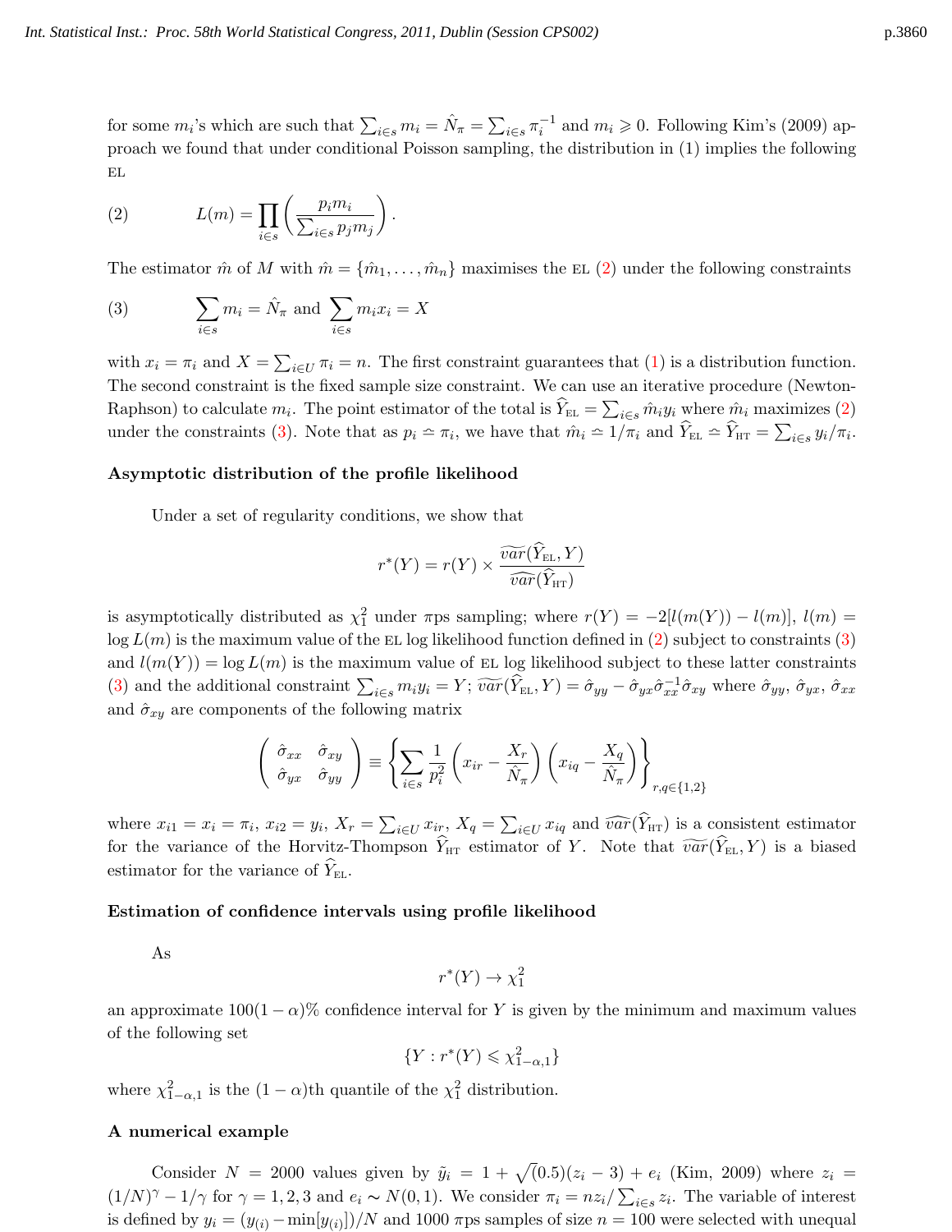for some $m_i$'s which are such that $\sum_{i\in s} m_i = \hat{N}_\pi = \sum_{i\in s} \pi_i^{-1}$ and $m_i \geqslant 0$. Following Kim's (2009) approach we found that under conditional Poisson sampling, the distribution in (1) implies the following EL

$$(2) \qquad L(m) = \prod_{i\in s} \left( \frac{p_i m_i}{\sum_{i\in s} p_j m_j} \right).$$

The estimator $\hat{m}$ of $M$ with $\hat{m} = \{\hat{m}_1, \ldots, \hat{m}_n\}$ maximises the EL (2) under the following constraints

$$(3) \qquad \sum_{i\in s} m_i = \hat{N}_\pi \text{ and } \sum_{i\in s} m_i x_i = X$$

with $x_i = \pi_i$ and $X = \sum_{i\in U} \pi_i = n$. The first constraint guarantees that (1) is a distribution function. The second constraint is the fixed sample size constraint. We can use an iterative procedure (Newton-Raphson) to calculate $m_i$. The point estimator of the total is $\widehat{Y}_{\text{EL}} = \sum_{i\in s} \hat{m}_i y_i$ where $\hat{m}_i$ maximizes (2) under the constraints (3). Note that as $p_i \simeq \pi_i$, we have that $\hat{m}_i \simeq 1/\pi_i$ and $\widehat{Y}_{\text{EL}} \simeq \widehat{Y}_{\text{HT}} = \sum_{i\in s} y_i/\pi_i$.

**Asymptotic distribution of the profile likelihood**

Under a set of regularity conditions, we show that

$$r^*(Y) = r(Y) \times \frac{\widetilde{var}(\widehat{Y}_{\text{EL}}, Y)}{\widehat{var}(\widehat{Y}_{\text{HT}})}$$

is asymptotically distributed as $\chi_1^2$ under $\pi$ps sampling; where $r(Y) = -2[l(m(Y)) - l(m)]$, $l(m) = \log L(m)$ is the maximum value of the EL log likelihood function defined in (2) subject to constraints (3) and $l(m(Y)) = \log L(m)$ is the maximum value of EL log likelihood subject to these latter constraints (3) and the additional constraint $\sum_{i\in s} m_i y_i = Y$; $\widetilde{var}(\widehat{Y}_{\text{EL}}, Y) = \hat{\sigma}_{yy} - \hat{\sigma}_{yx}\hat{\sigma}_{xx}^{-1}\hat{\sigma}_{xy}$ where $\hat{\sigma}_{yy}$, $\hat{\sigma}_{yx}$, $\hat{\sigma}_{xx}$ and $\hat{\sigma}_{xy}$ are components of the following matrix

$$\begin{pmatrix} \hat{\sigma}_{xx} & \hat{\sigma}_{xy} \\ \hat{\sigma}_{yx} & \hat{\sigma}_{yy} \end{pmatrix} \equiv \left\{ \sum_{i\in s} \frac{1}{p_i^2} \left( x_{ir} - \frac{X_r}{\hat{N}_\pi} \right) \left( x_{iq} - \frac{X_q}{\hat{N}_\pi} \right) \right\}_{r,q\in\{1,2\}}$$

where $x_{i1} = x_i = \pi_i$, $x_{i2} = y_i$, $X_r = \sum_{i\in U} x_{ir}$, $X_q = \sum_{i\in U} x_{iq}$ and $\widehat{var}(\widehat{Y}_{\text{HT}})$ is a consistent estimator for the variance of the Horvitz-Thompson $\widehat{Y}_{\text{HT}}$ estimator of $Y$. Note that $\widetilde{var}(\widehat{Y}_{\text{EL}}, Y)$ is a biased estimator for the variance of $\widehat{Y}_{\text{EL}}$.

**Estimation of confidence intervals using profile likelihood**

As

$$r^*(Y) \to \chi_1^2$$

an approximate $100(1-\alpha)\%$ confidence interval for $Y$ is given by the minimum and maximum values of the following set

$$\{Y : r^*(Y) \leqslant \chi^2_{1-\alpha,1}\}$$

where $\chi^2_{1-\alpha,1}$ is the $(1-\alpha)$th quantile of the $\chi_1^2$ distribution.

**A numerical example**

Consider $N = 2000$ values given by $\tilde{y}_i = 1 + \sqrt{(0.5)}(z_i - 3) + e_i$ (Kim, 2009) where $z_i = (1/N)^\gamma - 1/\gamma$ for $\gamma = 1, 2, 3$ and $e_i \sim N(0,1)$. We consider $\pi_i = nz_i/\sum_{i\in s} z_i$. The variable of interest is defined by $y_i = (y_{(i)} - \min[y_{(i)}])/N$ and 1000 $\pi$ps samples of size $n = 100$ were selected with unequal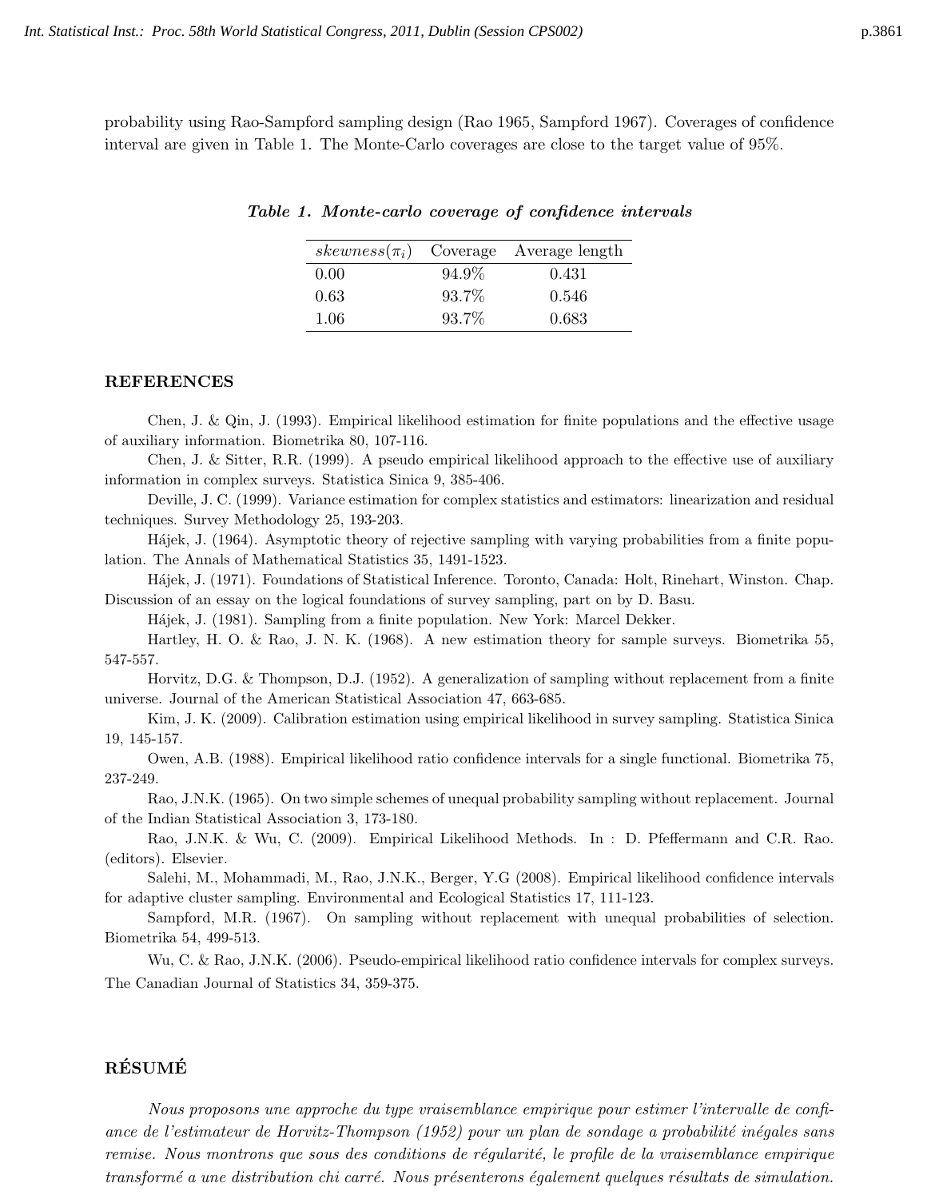probability using Rao-Sampford sampling design (Rao 1965, Sampford 1967). Coverages of confidence interval are given in Table 1. The Monte-Carlo coverages are close to the target value of 95%.

***Table 1. Monte-carlo coverage of confidence intervals***

| $skewness(\pi_i)$ | Coverage | Average length |
|---|---|---|
| 0.00 | 94.9% | 0.431 |
| 0.63 | 93.7% | 0.546 |
| 1.06 | 93.7% | 0.683 |

## REFERENCES

Chen, J. & Qin, J. (1993). Empirical likelihood estimation for finite populations and the effective usage of auxiliary information. Biometrika 80, 107-116.

Chen, J. & Sitter, R.R. (1999). A pseudo empirical likelihood approach to the effective use of auxiliary information in complex surveys. Statistica Sinica 9, 385-406.

Deville, J. C. (1999). Variance estimation for complex statistics and estimators: linearization and residual techniques. Survey Methodology 25, 193-203.

Hájek, J. (1964). Asymptotic theory of rejective sampling with varying probabilities from a finite population. The Annals of Mathematical Statistics 35, 1491-1523.

Hájek, J. (1971). Foundations of Statistical Inference. Toronto, Canada: Holt, Rinehart, Winston. Chap. Discussion of an essay on the logical foundations of survey sampling, part on by D. Basu.

Hájek, J. (1981). Sampling from a finite population. New York: Marcel Dekker.

Hartley, H. O. & Rao, J. N. K. (1968). A new estimation theory for sample surveys. Biometrika 55, 547-557.

Horvitz, D.G. & Thompson, D.J. (1952). A generalization of sampling without replacement from a finite universe. Journal of the American Statistical Association 47, 663-685.

Kim, J. K. (2009). Calibration estimation using empirical likelihood in survey sampling. Statistica Sinica 19, 145-157.

Owen, A.B. (1988). Empirical likelihood ratio confidence intervals for a single functional. Biometrika 75, 237-249.

Rao, J.N.K. (1965). On two simple schemes of unequal probability sampling without replacement. Journal of the Indian Statistical Association 3, 173-180.

Rao, J.N.K. & Wu, C. (2009). Empirical Likelihood Methods. In : D. Pfeffermann and C.R. Rao. (editors). Elsevier.

Salehi, M., Mohammadi, M., Rao, J.N.K., Berger, Y.G (2008). Empirical likelihood confidence intervals for adaptive cluster sampling. Environmental and Ecological Statistics 17, 111-123.

Sampford, M.R. (1967). On sampling without replacement with unequal probabilities of selection. Biometrika 54, 499-513.

Wu, C. & Rao, J.N.K. (2006). Pseudo-empirical likelihood ratio confidence intervals for complex surveys. The Canadian Journal of Statistics 34, 359-375.

## RÉSUMÉ

*Nous proposons une approche du type vraisemblance empirique pour estimer l'intervalle de confiance de l'estimateur de Horvitz-Thompson (1952) pour un plan de sondage a probabilité inégales sans remise. Nous montrons que sous des conditions de régularité, le profile de la vraisemblance empirique transformé a une distribution chi carré. Nous présenterons également quelques résultats de simulation.*